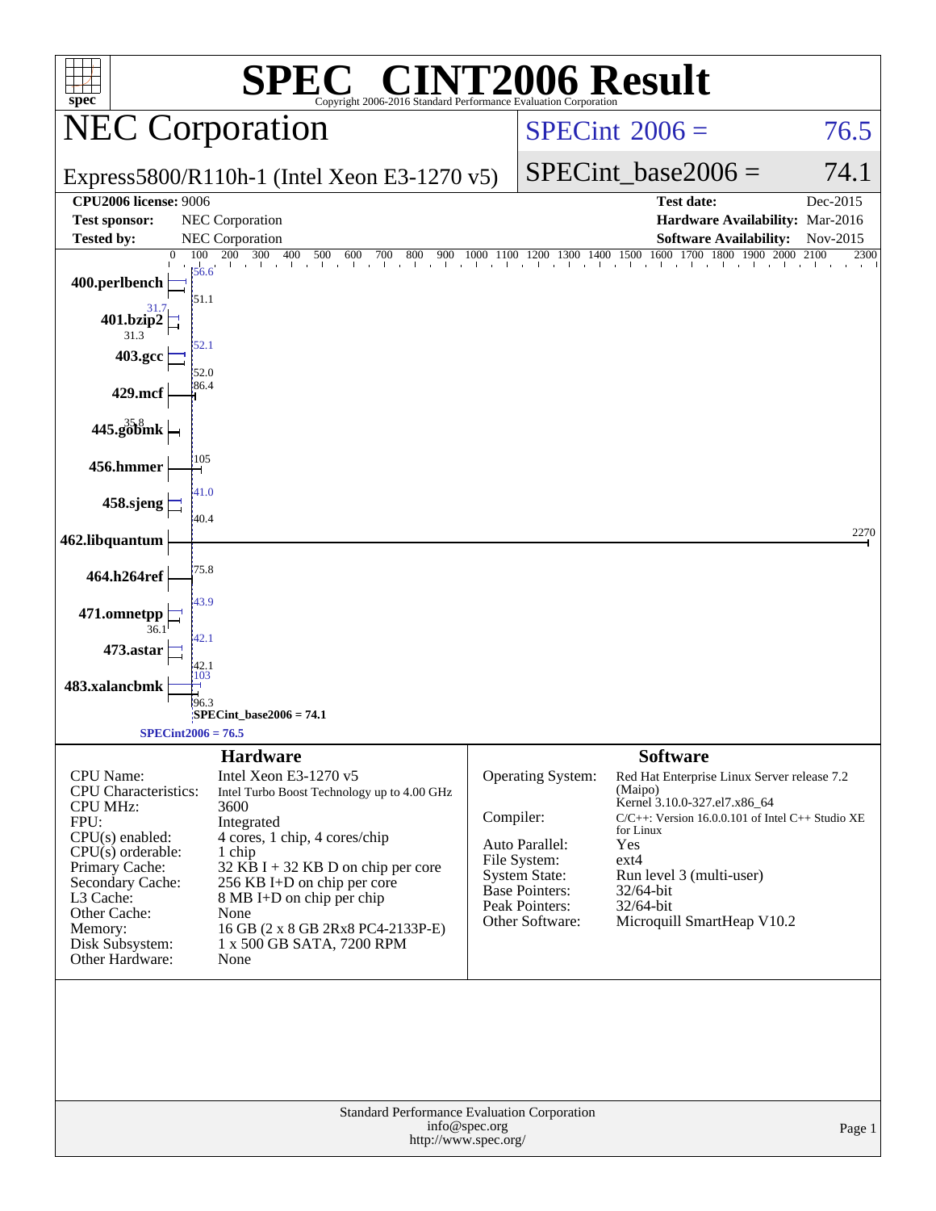# SPEC® CINT2006 Result

Copyright 2006-2016 Standard Performance Evaluation Corporation

## NEC Corporation

Express5800/R110h-1 (Intel Xeon E3-1270 v5)

| | |
|---|---|
| SPECint 2006 = | 76.5 |
| SPECint_base2006 = | 74.1 |

| | | | |
|---|---|---|---|
| **CPU2006 license:** 9006 | | **Test date:** | Dec-2015 |
| **Test sponsor:** | NEC Corporation | **Hardware Availability:** | Mar-2016 |
| **Tested by:** | NEC Corporation | **Software Availability:** | Nov-2015 |

| Benchmark | Peak | Base |
|---|---|---|
| 400.perlbench | 56.6 | 51.1 |
| 401.bzip2 | 31.7 | 31.3 |
| 403.gcc | 52.1 | 52.0 |
| 429.mcf | 86.4 | |
| 445.gobmk | 35.8 | |
| 456.hmmer | 105 | |
| 458.sjeng | 41.0 | 40.4 |
| 462.libquantum | 2270 | |
| 464.h264ref | 75.8 | |
| 471.omnetpp | 43.9 | 36.1 |
| 473.astar | 42.1 | 42.1 |
| 483.xalancbmk | 103 | 96.3 |

SPECint_base2006 = 74.1

SPECint2006 = 76.5

### Hardware

| | |
|---|---|
| CPU Name: | Intel Xeon E3-1270 v5 |
| CPU Characteristics: | Intel Turbo Boost Technology up to 4.00 GHz |
| CPU MHz: | 3600 |
| FPU: | Integrated |
| CPU(s) enabled: | 4 cores, 1 chip, 4 cores/chip |
| CPU(s) orderable: | 1 chip |
| Primary Cache: | 32 KB I + 32 KB D on chip per core |
| Secondary Cache: | 256 KB I+D on chip per core |
| L3 Cache: | 8 MB I+D on chip per chip |
| Other Cache: | None |
| Memory: | 16 GB (2 x 8 GB 2Rx8 PC4-2133P-E) |
| Disk Subsystem: | 1 x 500 GB SATA, 7200 RPM |
| Other Hardware: | None |

### Software

| | |
|---|---|
| Operating System: | Red Hat Enterprise Linux Server release 7.2 (Maipo) Kernel 3.10.0-327.el7.x86_64 |
| Compiler: | C/C++: Version 16.0.0.101 of Intel C++ Studio XE for Linux |
| Auto Parallel: | Yes |
| File System: | ext4 |
| System State: | Run level 3 (multi-user) |
| Base Pointers: | 32/64-bit |
| Peak Pointers: | 32/64-bit |
| Other Software: | Microquill SmartHeap V10.2 |

Standard Performance Evaluation Corporation
info@spec.org
http://www.spec.org/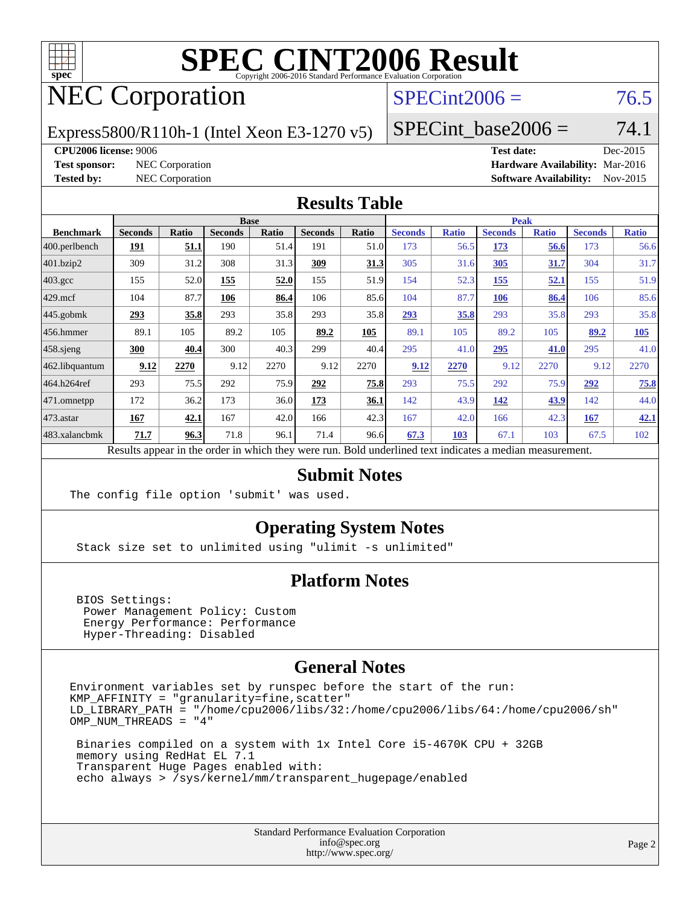# SPEC CINT2006 Result

Copyright 2006-2016 Standard Performance Evaluation Corporation

## NEC Corporation

Express5800/R110h-1 (Intel Xeon E3-1270 v5)

SPECint2006 = 76.5

SPECint_base2006 = 74.1

**CPU2006 license:** 9006
**Test sponsor:** NEC Corporation
**Tested by:** NEC Corporation

**Test date:** Dec-2015
**Hardware Availability:** Mar-2016
**Software Availability:** Nov-2015

## Results Table

| Benchmark | Base | | | | | | Peak | | | | | |
|---|---|---|---|---|---|---|---|---|---|---|---|---|
| | Seconds | Ratio | Seconds | Ratio | Seconds | Ratio | Seconds | Ratio | Seconds | Ratio | Seconds | Ratio |
| 400.perlbench | **191** | **51.1** | 190 | 51.4 | 191 | 51.0 | 173 | 56.5 | **173** | **56.6** | 173 | 56.6 |
| 401.bzip2 | 309 | 31.2 | 308 | 31.3 | **309** | **31.3** | 305 | 31.6 | **305** | **31.7** | 304 | 31.7 |
| 403.gcc | 155 | 52.0 | **155** | **52.0** | 155 | 51.9 | 154 | 52.3 | **155** | **52.1** | 155 | 51.9 |
| 429.mcf | 104 | 87.7 | **106** | **86.4** | 106 | 85.6 | 104 | 87.7 | **106** | **86.4** | 106 | 85.6 |
| 445.gobmk | **293** | **35.8** | 293 | 35.8 | 293 | 35.8 | **293** | **35.8** | 293 | 35.8 | 293 | 35.8 |
| 456.hmmer | 89.1 | 105 | 89.2 | 105 | **89.2** | **105** | 89.1 | 105 | 89.2 | 105 | **89.2** | **105** |
| 458.sjeng | **300** | **40.4** | 300 | 40.3 | 299 | 40.4 | 295 | 41.0 | **295** | **41.0** | 295 | 41.0 |
| 462.libquantum | **9.12** | **2270** | 9.12 | 2270 | 9.12 | 2270 | **9.12** | **2270** | 9.12 | 2270 | 9.12 | 2270 |
| 464.h264ref | 293 | 75.5 | 292 | 75.9 | **292** | **75.8** | 293 | 75.5 | 292 | 75.9 | **292** | **75.8** |
| 471.omnetpp | 172 | 36.2 | 173 | 36.0 | **173** | **36.1** | 142 | 43.9 | **142** | **43.9** | 142 | 44.0 |
| 473.astar | **167** | **42.1** | 167 | 42.0 | 166 | 42.3 | 167 | 42.0 | 166 | 42.3 | **167** | **42.1** |
| 483.xalancbmk | **71.7** | **96.3** | 71.8 | 96.1 | 71.4 | 96.6 | **67.3** | **103** | 67.1 | 103 | 67.5 | 102 |

Results appear in the order in which they were run. Bold underlined text indicates a median measurement.

## Submit Notes

```
The config file option 'submit' was used.
```

## Operating System Notes

```
Stack size set to unlimited using "ulimit -s unlimited"
```

## Platform Notes

```
BIOS Settings:
 Power Management Policy: Custom
 Energy Performance: Performance
 Hyper-Threading: Disabled
```

## General Notes

```
Environment variables set by runspec before the start of the run:
KMP_AFFINITY = "granularity=fine,scatter"
LD_LIBRARY_PATH = "/home/cpu2006/libs/32:/home/cpu2006/libs/64:/home/cpu2006/sh"
OMP_NUM_THREADS = "4"

 Binaries compiled on a system with 1x Intel Core i5-4670K CPU + 32GB
 memory using RedHat EL 7.1
 Transparent Huge Pages enabled with:
 echo always > /sys/kernel/mm/transparent_hugepage/enabled
```

Standard Performance Evaluation Corporation
info@spec.org
http://www.spec.org/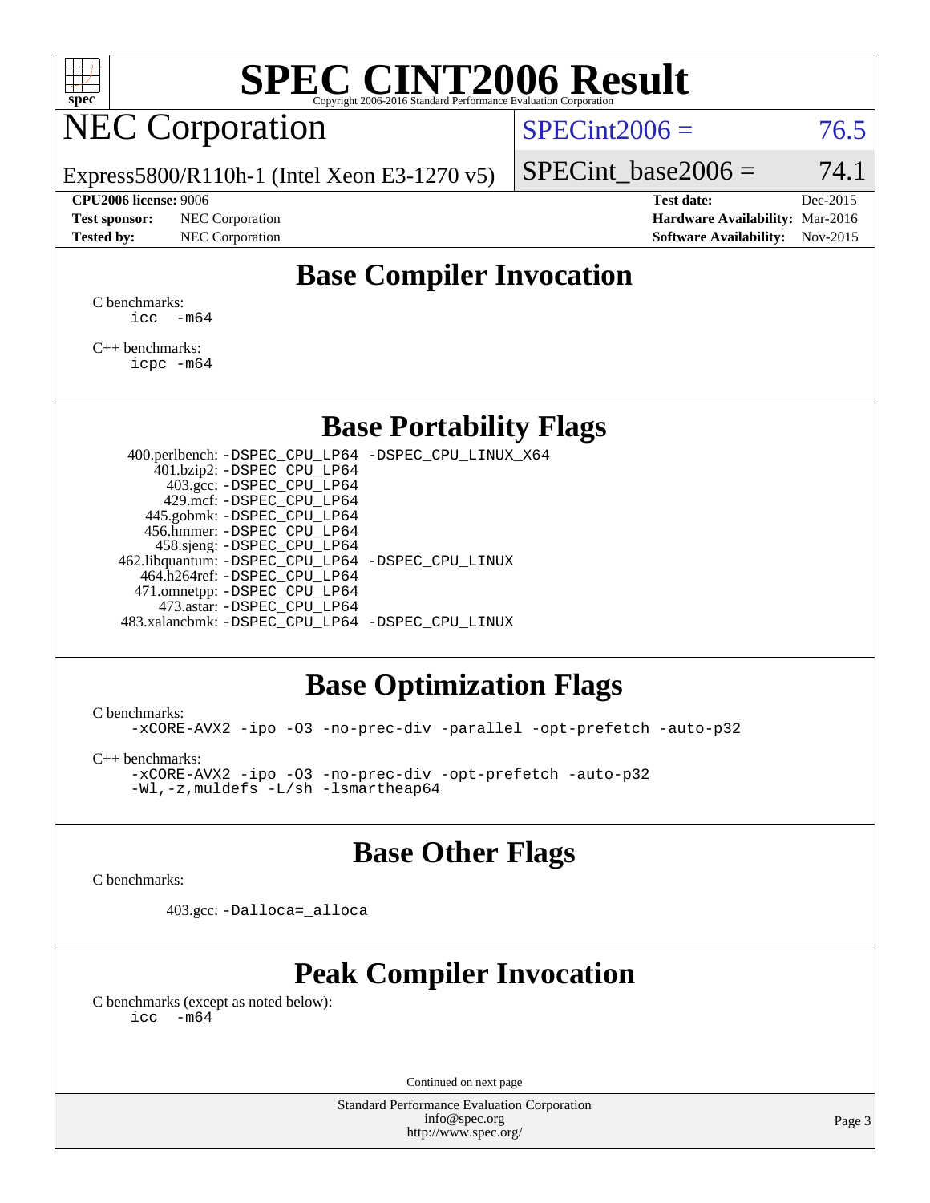# SPEC CINT2006 Result

Copyright 2006-2016 Standard Performance Evaluation Corporation

## NEC Corporation

Express5800/R110h-1 (Intel Xeon E3-1270 v5)

SPECint2006 = 76.5

SPECint_base2006 = 74.1

**CPU2006 license:** 9006
**Test sponsor:** NEC Corporation
**Tested by:** NEC Corporation

**Test date:** Dec-2015
**Hardware Availability:** Mar-2016
**Software Availability:** Nov-2015

## Base Compiler Invocation

C benchmarks:
```
icc  -m64
```

C++ benchmarks:
```
icpc -m64
```

## Base Portability Flags

```
400.perlbench: -DSPEC_CPU_LP64 -DSPEC_CPU_LINUX_X64
   401.bzip2: -DSPEC_CPU_LP64
     403.gcc: -DSPEC_CPU_LP64
     429.mcf: -DSPEC_CPU_LP64
   445.gobmk: -DSPEC_CPU_LP64
   456.hmmer: -DSPEC_CPU_LP64
   458.sjeng: -DSPEC_CPU_LP64
462.libquantum: -DSPEC_CPU_LP64 -DSPEC_CPU_LINUX
 464.h264ref: -DSPEC_CPU_LP64
 471.omnetpp: -DSPEC_CPU_LP64
   473.astar: -DSPEC_CPU_LP64
483.xalancbmk: -DSPEC_CPU_LP64 -DSPEC_CPU_LINUX
```

## Base Optimization Flags

C benchmarks:
```
-xCORE-AVX2 -ipo -O3 -no-prec-div -parallel -opt-prefetch -auto-p32
```

C++ benchmarks:
```
-xCORE-AVX2 -ipo -O3 -no-prec-div -opt-prefetch -auto-p32
-Wl,-z,muldefs -L/sh -lsmartheap64
```

## Base Other Flags

C benchmarks:

```
403.gcc: -Dalloca=_alloca
```

## Peak Compiler Invocation

C benchmarks (except as noted below):
```
icc  -m64
```

Continued on next page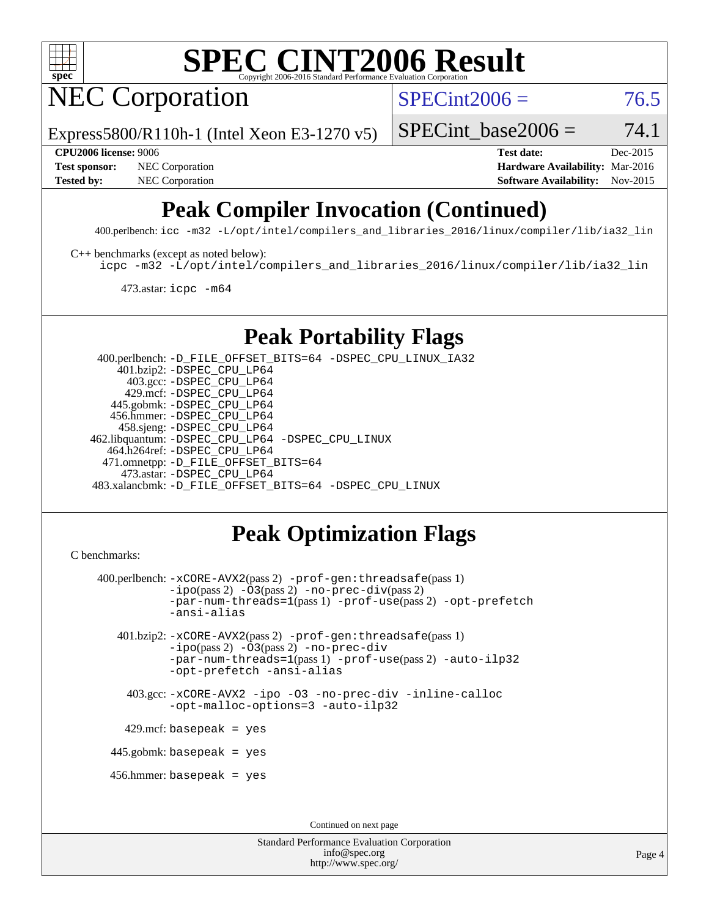# SPEC CINT2006 Result

Copyright 2006-2016 Standard Performance Evaluation Corporation

## NEC Corporation

Express5800/R110h-1 (Intel Xeon E3-1270 v5)

SPECint2006 = 76.5

SPECint_base2006 = 74.1

**CPU2006 license:** 9006
**Test sponsor:** NEC Corporation
**Tested by:** NEC Corporation

**Test date:** Dec-2015
**Hardware Availability:** Mar-2016
**Software Availability:** Nov-2015

## Peak Compiler Invocation (Continued)

400.perlbench: `icc -m32 -L/opt/intel/compilers_and_libraries_2016/linux/compiler/lib/ia32_lin`

C++ benchmarks (except as noted below):
`icpc -m32 -L/opt/intel/compilers_and_libraries_2016/linux/compiler/lib/ia32_lin`

473.astar: `icpc -m64`

## Peak Portability Flags

400.perlbench: `-D_FILE_OFFSET_BITS=64 -DSPEC_CPU_LINUX_IA32`
401.bzip2: `-DSPEC_CPU_LP64`
403.gcc: `-DSPEC_CPU_LP64`
429.mcf: `-DSPEC_CPU_LP64`
445.gobmk: `-DSPEC_CPU_LP64`
456.hmmer: `-DSPEC_CPU_LP64`
458.sjeng: `-DSPEC_CPU_LP64`
462.libquantum: `-DSPEC_CPU_LP64 -DSPEC_CPU_LINUX`
464.h264ref: `-DSPEC_CPU_LP64`
471.omnetpp: `-D_FILE_OFFSET_BITS=64`
473.astar: `-DSPEC_CPU_LP64`
483.xalancbmk: `-D_FILE_OFFSET_BITS=64 -DSPEC_CPU_LINUX`

## Peak Optimization Flags

C benchmarks:

400.perlbench: `-xCORE-AVX2`(pass 2) `-prof-gen:threadsafe`(pass 1) `-ipo`(pass 2) `-O3`(pass 2) `-no-prec-div`(pass 2) `-par-num-threads=1`(pass 1) `-prof-use`(pass 2) `-opt-prefetch` `-ansi-alias`

401.bzip2: `-xCORE-AVX2`(pass 2) `-prof-gen:threadsafe`(pass 1) `-ipo`(pass 2) `-O3`(pass 2) `-no-prec-div` `-par-num-threads=1`(pass 1) `-prof-use`(pass 2) `-auto-ilp32` `-opt-prefetch` `-ansi-alias`

403.gcc: `-xCORE-AVX2 -ipo -O3 -no-prec-div -inline-calloc -opt-malloc-options=3 -auto-ilp32`

429.mcf: `basepeak = yes`

445.gobmk: `basepeak = yes`

456.hmmer: `basepeak = yes`

Continued on next page

Standard Performance Evaluation Corporation
info@spec.org
http://www.spec.org/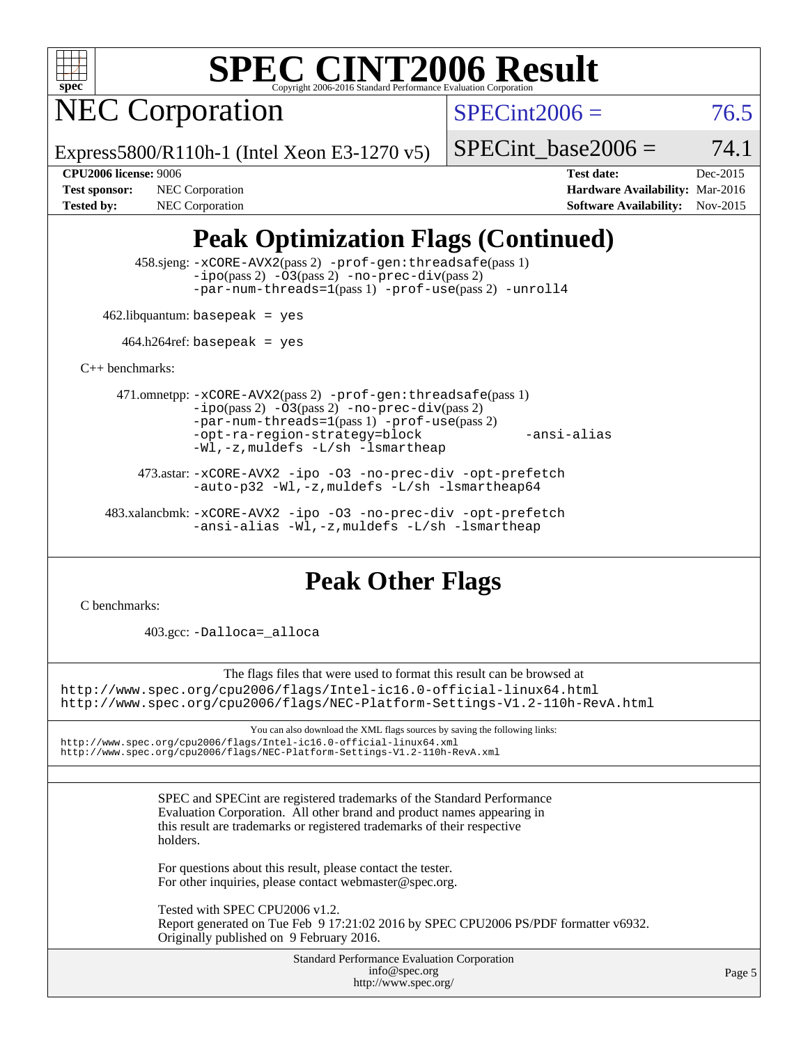# SPEC CINT2006 Result

Copyright 2006-2016 Standard Performance Evaluation Corporation

## NEC Corporation

Express5800/R110h-1 (Intel Xeon E3-1270 v5)

SPECint2006 = 76.5

SPECint_base2006 = 74.1

| | | | |
|---|---|---|---|
| **CPU2006 license:** 9006 | | **Test date:** | Dec-2015 |
| **Test sponsor:** | NEC Corporation | **Hardware Availability:** | Mar-2016 |
| **Tested by:** | NEC Corporation | **Software Availability:** | Nov-2015 |

## Peak Optimization Flags (Continued)

458.sjeng: `-xCORE-AVX2`(pass 2) `-prof-gen:threadsafe`(pass 1) `-ipo`(pass 2) `-O3`(pass 2) `-no-prec-div`(pass 2) `-par-num-threads=1`(pass 1) `-prof-use`(pass 2) `-unroll4`

462.libquantum: `basepeak = yes`

464.h264ref: `basepeak = yes`

C++ benchmarks:

471.omnetpp: `-xCORE-AVX2`(pass 2) `-prof-gen:threadsafe`(pass 1) `-ipo`(pass 2) `-O3`(pass 2) `-no-prec-div`(pass 2) `-par-num-threads=1`(pass 1) `-prof-use`(pass 2) `-opt-ra-region-strategy=block` `-ansi-alias` `-Wl,-z,muldefs` `-L/sh -lsmartheap`

473.astar: `-xCORE-AVX2 -ipo -O3 -no-prec-div -opt-prefetch -auto-p32 -Wl,-z,muldefs -L/sh -lsmartheap64`

483.xalancbmk: `-xCORE-AVX2 -ipo -O3 -no-prec-div -opt-prefetch -ansi-alias -Wl,-z,muldefs -L/sh -lsmartheap`

## Peak Other Flags

C benchmarks:

403.gcc: `-Dalloca=_alloca`

The flags files that were used to format this result can be browsed at
http://www.spec.org/cpu2006/flags/Intel-ic16.0-official-linux64.html
http://www.spec.org/cpu2006/flags/NEC-Platform-Settings-V1.2-110h-RevA.html

You can also download the XML flags sources by saving the following links:
http://www.spec.org/cpu2006/flags/Intel-ic16.0-official-linux64.xml
http://www.spec.org/cpu2006/flags/NEC-Platform-Settings-V1.2-110h-RevA.xml

SPEC and SPECint are registered trademarks of the Standard Performance Evaluation Corporation. All other brand and product names appearing in this result are trademarks or registered trademarks of their respective holders.

For questions about this result, please contact the tester.
For other inquiries, please contact webmaster@spec.org.

Tested with SPEC CPU2006 v1.2.
Report generated on Tue Feb 9 17:21:02 2016 by SPEC CPU2006 PS/PDF formatter v6932.
Originally published on 9 February 2016.

Standard Performance Evaluation Corporation
info@spec.org
http://www.spec.org/